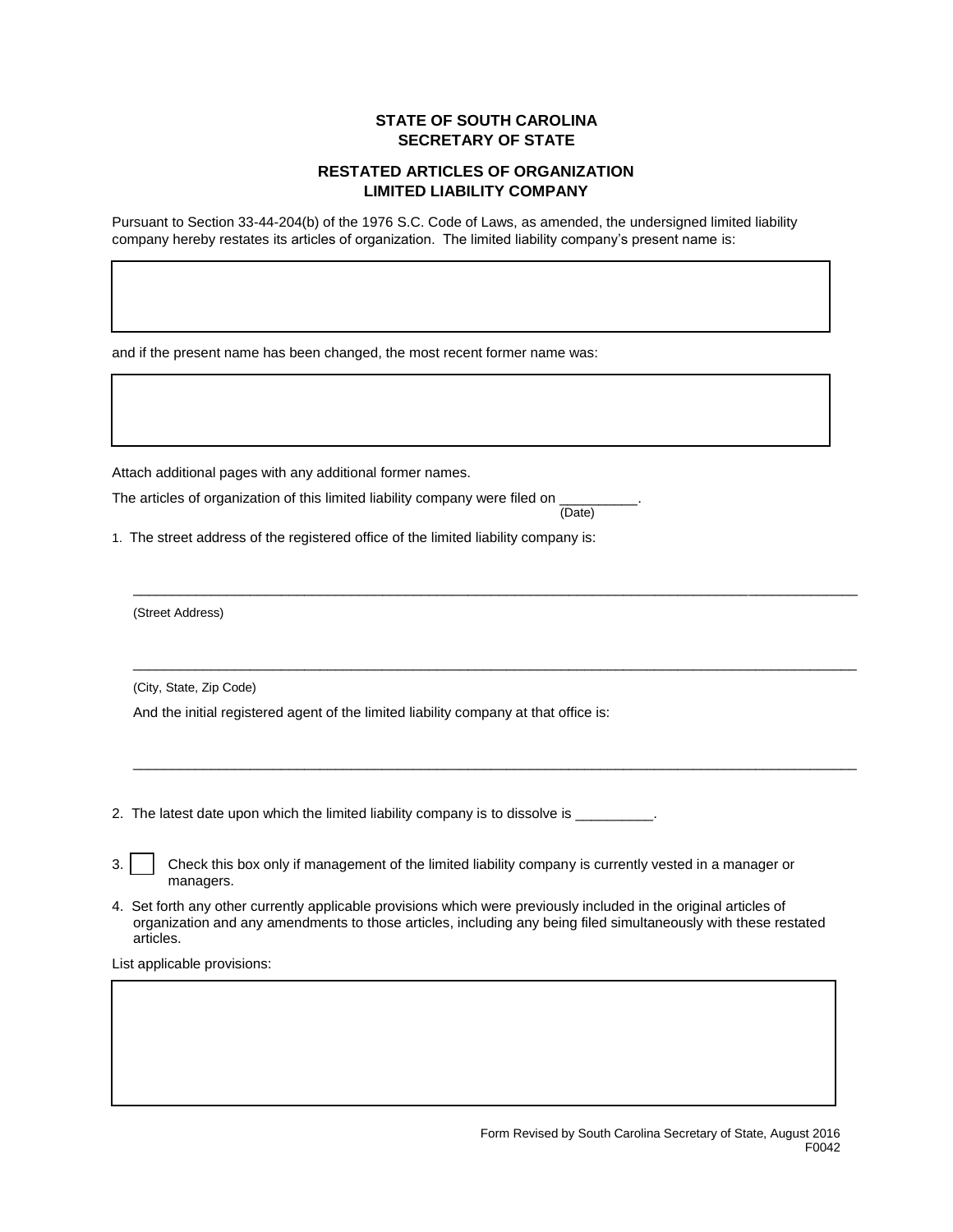**STATE OF SOUTH CAROLINA**
**SECRETARY OF STATE**

**RESTATED ARTICLES OF ORGANIZATION**
**LIMITED LIABILITY COMPANY**

Pursuant to Section 33-44-204(b) of the 1976 S.C. Code of Laws, as amended, the undersigned limited liability company hereby restates its articles of organization. The limited liability company's present name is:

| |
|---|
| |

and if the present name has been changed, the most recent former name was:

| |
|---|
| |

Attach additional pages with any additional former names.

The articles of organization of this limited liability company were filed on __________.
(Date)

1. The street address of the registered office of the limited liability company is:

____________________________________________________________________________________________
(Street Address)

____________________________________________________________________________________________
(City, State, Zip Code)

And the initial registered agent of the limited liability company at that office is:

____________________________________________________________________________________________

2. The latest date upon which the limited liability company is to dissolve is __________.

3. ☐ Check this box only if management of the limited liability company is currently vested in a manager or managers.

4. Set forth any other currently applicable provisions which were previously included in the original articles of organization and any amendments to those articles, including any being filed simultaneously with these restated articles.

List applicable provisions:

| |
|---|
| |

Form Revised by South Carolina Secretary of State, August 2016
F0042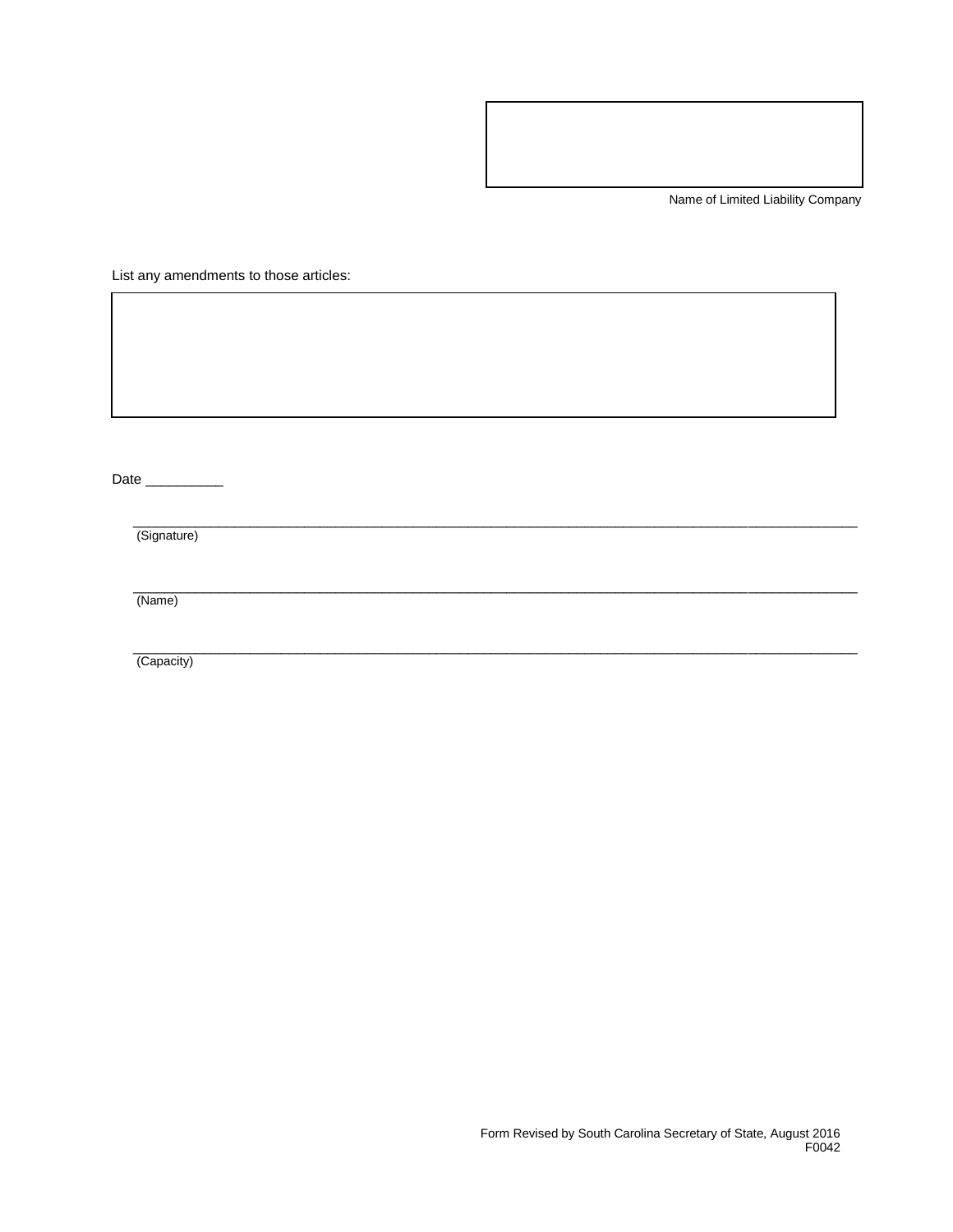Name of Limited Liability Company

List any amendments to those articles:

Date _________

_________________________________________________________________________________
(Signature)

_________________________________________________________________________________
(Name)

_________________________________________________________________________________
(Capacity)

Form Revised by South Carolina Secretary of State, August 2016
F0042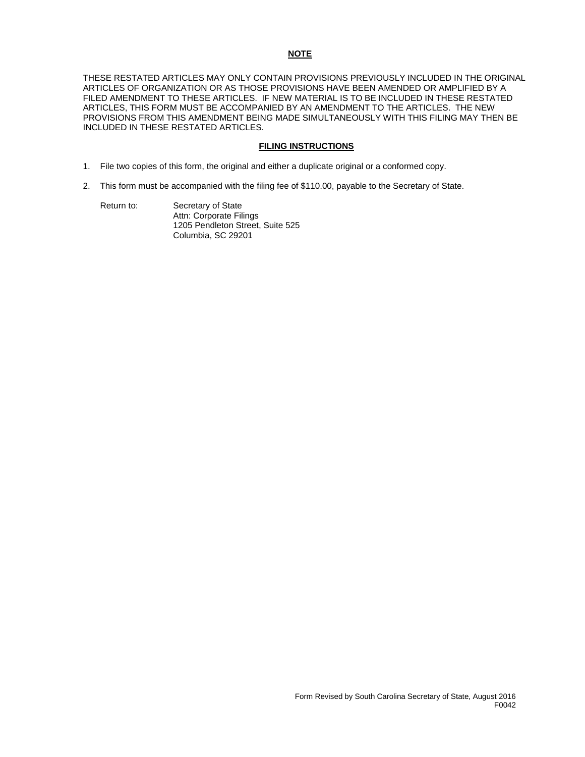**NOTE**

THESE RESTATED ARTICLES MAY ONLY CONTAIN PROVISIONS PREVIOUSLY INCLUDED IN THE ORIGINAL ARTICLES OF ORGANIZATION OR AS THOSE PROVISIONS HAVE BEEN AMENDED OR AMPLIFIED BY A FILED AMENDMENT TO THESE ARTICLES. IF NEW MATERIAL IS TO BE INCLUDED IN THESE RESTATED ARTICLES, THIS FORM MUST BE ACCOMPANIED BY AN AMENDMENT TO THE ARTICLES. THE NEW PROVISIONS FROM THIS AMENDMENT BEING MADE SIMULTANEOUSLY WITH THIS FILING MAY THEN BE INCLUDED IN THESE RESTATED ARTICLES.

**FILING INSTRUCTIONS**

1. File two copies of this form, the original and either a duplicate original or a conformed copy.

2. This form must be accompanied with the filing fee of $110.00, payable to the Secretary of State.

   Return to: Secretary of State
   Attn: Corporate Filings
   1205 Pendleton Street, Suite 525
   Columbia, SC 29201

Form Revised by South Carolina Secretary of State, August 2016
F0042